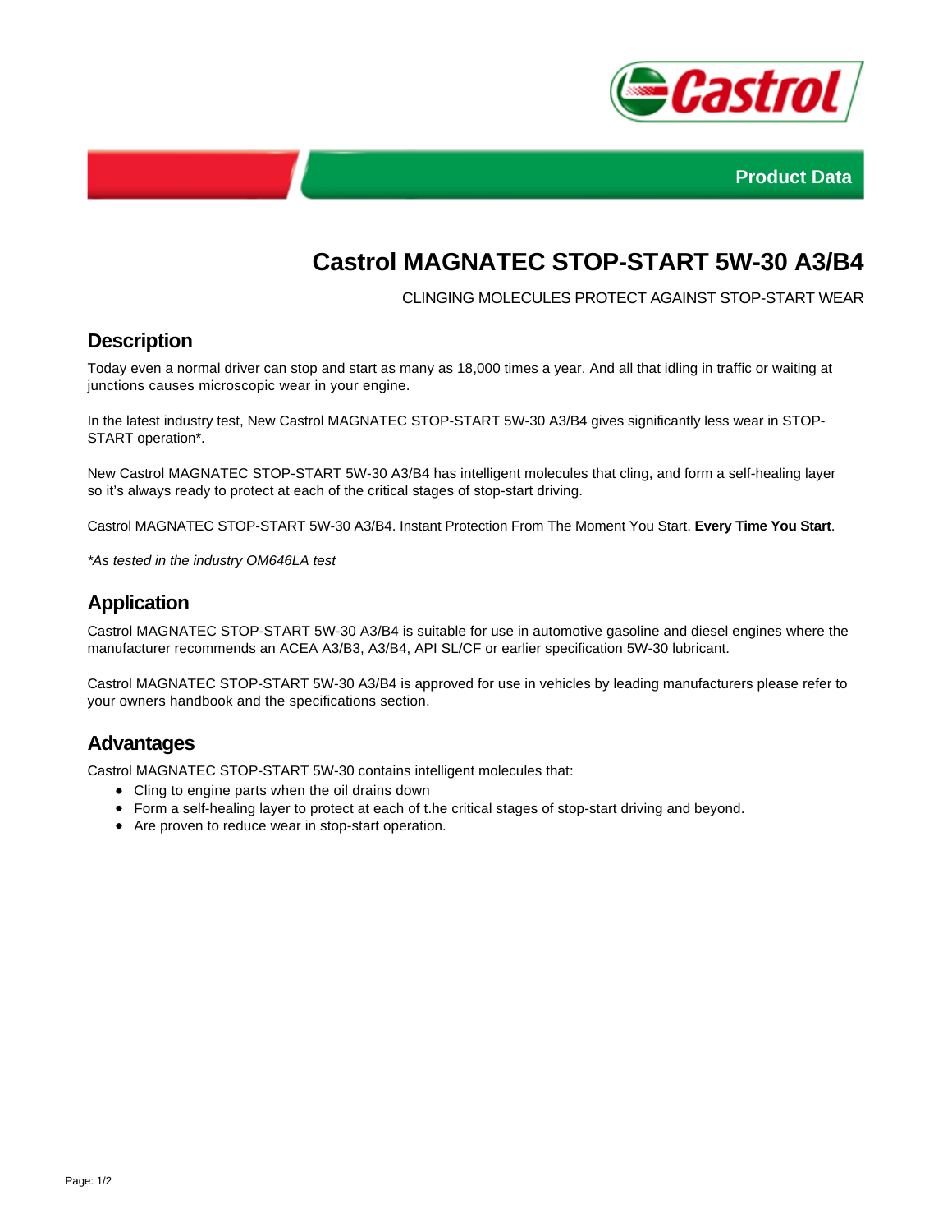Product Data

# Castrol MAGNATEC STOP-START 5W-30 A3/B4

CLINGING MOLECULES PROTECT AGAINST STOP-START WEAR

## Description

Today even a normal driver can stop and start as many as 18,000 times a year. And all that idling in traffic or waiting at junctions causes microscopic wear in your engine.

In the latest industry test, New Castrol MAGNATEC STOP-START 5W-30 A3/B4 gives significantly less wear in STOP-START operation*.

New Castrol MAGNATEC STOP-START 5W-30 A3/B4 has intelligent molecules that cling, and form a self-healing layer so it's always ready to protect at each of the critical stages of stop-start driving.

Castrol MAGNATEC STOP-START 5W-30 A3/B4. Instant Protection From The Moment You Start. **Every Time You Start**.

*\*As tested in the industry OM646LA test*

## Application

Castrol MAGNATEC STOP-START 5W-30 A3/B4 is suitable for use in automotive gasoline and diesel engines where the manufacturer recommends an ACEA A3/B3, A3/B4, API SL/CF or earlier specification 5W-30 lubricant.

Castrol MAGNATEC STOP-START 5W-30 A3/B4 is approved for use in vehicles by leading manufacturers please refer to your owners handbook and the specifications section.

## Advantages

Castrol MAGNATEC STOP-START 5W-30 contains intelligent molecules that:

- Cling to engine parts when the oil drains down
- Form a self-healing layer to protect at each of t.he critical stages of stop-start driving and beyond.
- Are proven to reduce wear in stop-start operation.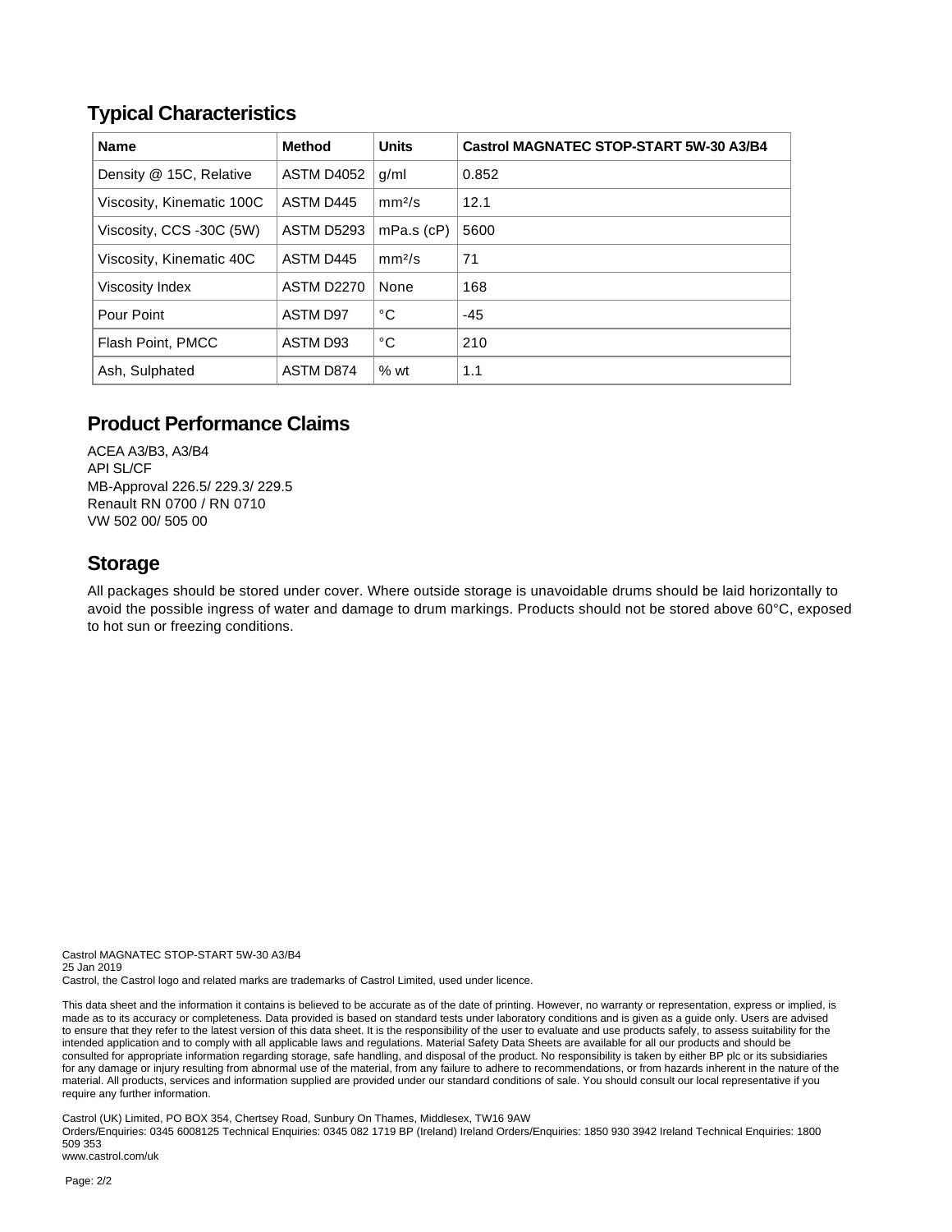## Typical Characteristics

| Name | Method | Units | Castrol MAGNATEC STOP-START 5W-30 A3/B4 |
|---|---|---|---|
| Density @ 15C, Relative | ASTM D4052 | g/ml | 0.852 |
| Viscosity, Kinematic 100C | ASTM D445 | $mm^2/s$ | 12.1 |
| Viscosity, CCS -30C (5W) | ASTM D5293 | mPa.s (cP) | 5600 |
| Viscosity, Kinematic 40C | ASTM D445 | $mm^2/s$ | 71 |
| Viscosity Index | ASTM D2270 | None | 168 |
| Pour Point | ASTM D97 | °C | -45 |
| Flash Point, PMCC | ASTM D93 | °C | 210 |
| Ash, Sulphated | ASTM D874 | % wt | 1.1 |

## Product Performance Claims

ACEA A3/B3, A3/B4
API SL/CF
MB-Approval 226.5/ 229.3/ 229.5
Renault RN 0700 / RN 0710
VW 502 00/ 505 00

## Storage

All packages should be stored under cover. Where outside storage is unavoidable drums should be laid horizontally to avoid the possible ingress of water and damage to drum markings. Products should not be stored above 60°C, exposed to hot sun or freezing conditions.

Castrol MAGNATEC STOP-START 5W-30 A3/B4
25 Jan 2019
Castrol, the Castrol logo and related marks are trademarks of Castrol Limited, used under licence.

This data sheet and the information it contains is believed to be accurate as of the date of printing. However, no warranty or representation, express or implied, is made as to its accuracy or completeness. Data provided is based on standard tests under laboratory conditions and is given as a guide only. Users are advised to ensure that they refer to the latest version of this data sheet. It is the responsibility of the user to evaluate and use products safely, to assess suitability for the intended application and to comply with all applicable laws and regulations. Material Safety Data Sheets are available for all our products and should be consulted for appropriate information regarding storage, safe handling, and disposal of the product. No responsibility is taken by either BP plc or its subsidiaries for any damage or injury resulting from abnormal use of the material, from any failure to adhere to recommendations, or from hazards inherent in the nature of the material. All products, services and information supplied are provided under our standard conditions of sale. You should consult our local representative if you require any further information.

Castrol (UK) Limited, PO BOX 354, Chertsey Road, Sunbury On Thames, Middlesex, TW16 9AW
Orders/Enquiries: 0345 6008125 Technical Enquiries: 0345 082 1719 BP (Ireland) Ireland Orders/Enquiries: 1850 930 3942 Ireland Technical Enquiries: 1800 509 353
www.castrol.com/uk